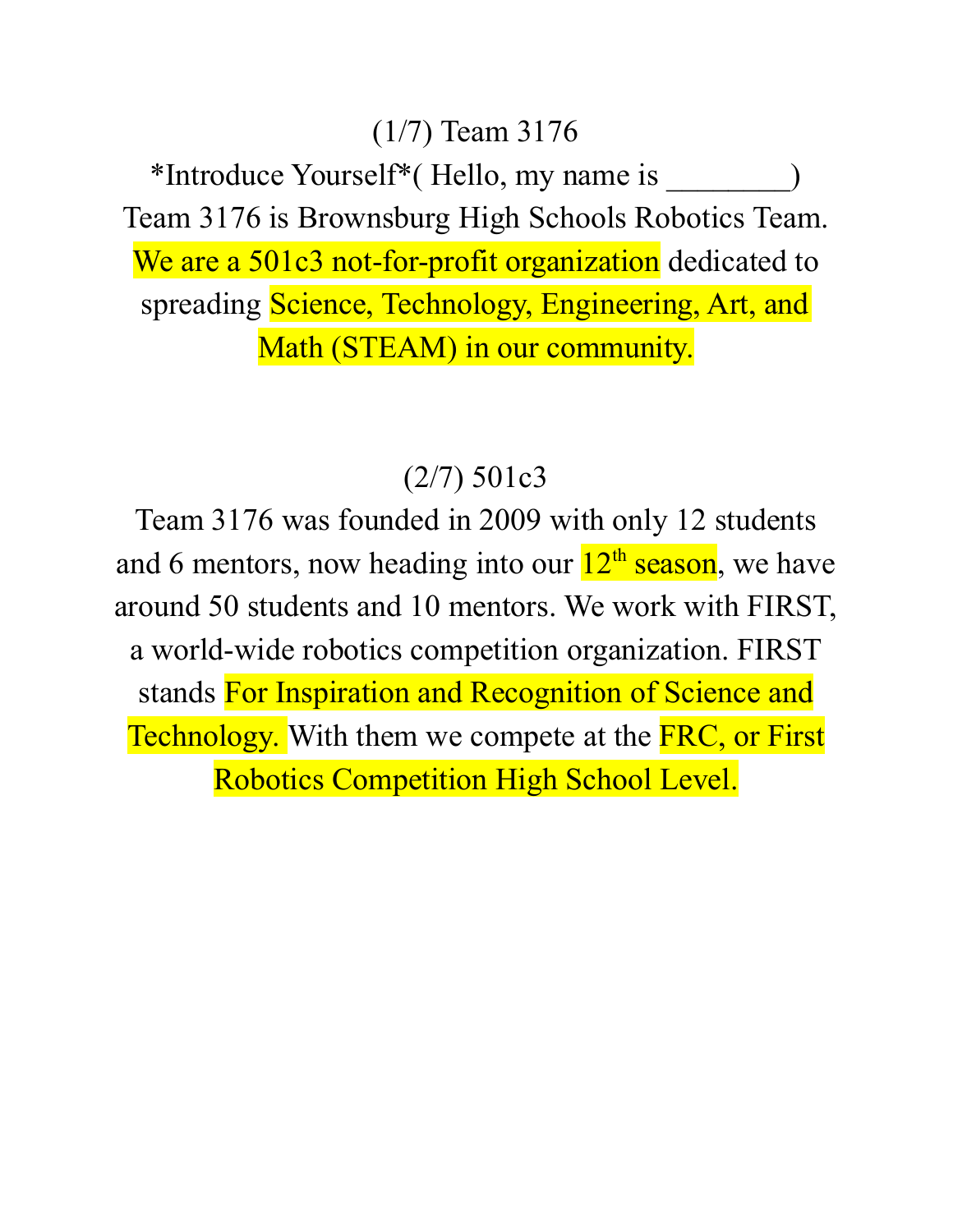## (1/7) Team 3176

*Introduce Yourself*( Hello, my name is ________)
Team 3176 is Brownsburg High Schools Robotics Team. We are a 501c3 not-for-profit organization dedicated to spreading Science, Technology, Engineering, Art, and Math (STEAM) in our community.

## (2/7) 501c3

Team 3176 was founded in 2009 with only 12 students and 6 mentors, now heading into our 12th season, we have around 50 students and 10 mentors. We work with FIRST, a world-wide robotics competition organization. FIRST stands For Inspiration and Recognition of Science and Technology. With them we compete at the FRC, or First Robotics Competition High School Level.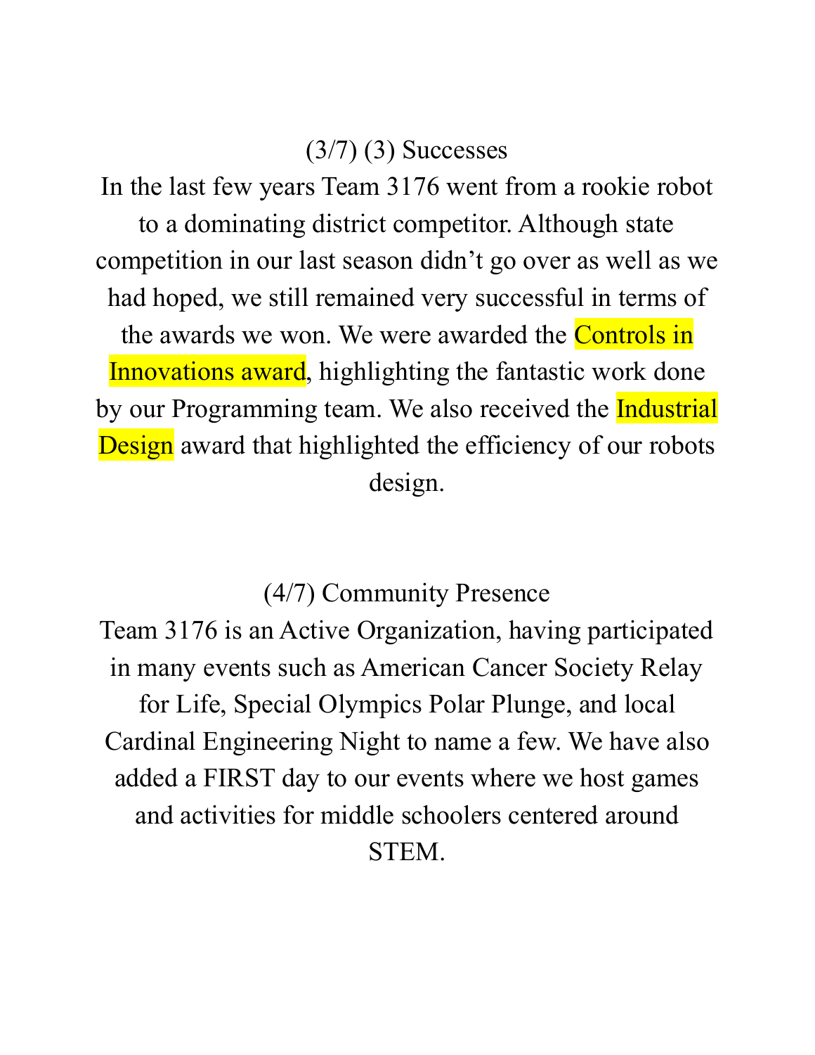## (3/7) (3) Successes

In the last few years Team 3176 went from a rookie robot to a dominating district competitor. Although state competition in our last season didn't go over as well as we had hoped, we still remained very successful in terms of the awards we won. We were awarded the Controls in Innovations award, highlighting the fantastic work done by our Programming team. We also received the Industrial Design award that highlighted the efficiency of our robots design.

## (4/7) Community Presence

Team 3176 is an Active Organization, having participated in many events such as American Cancer Society Relay for Life, Special Olympics Polar Plunge, and local Cardinal Engineering Night to name a few. We have also added a FIRST day to our events where we host games and activities for middle schoolers centered around STEM.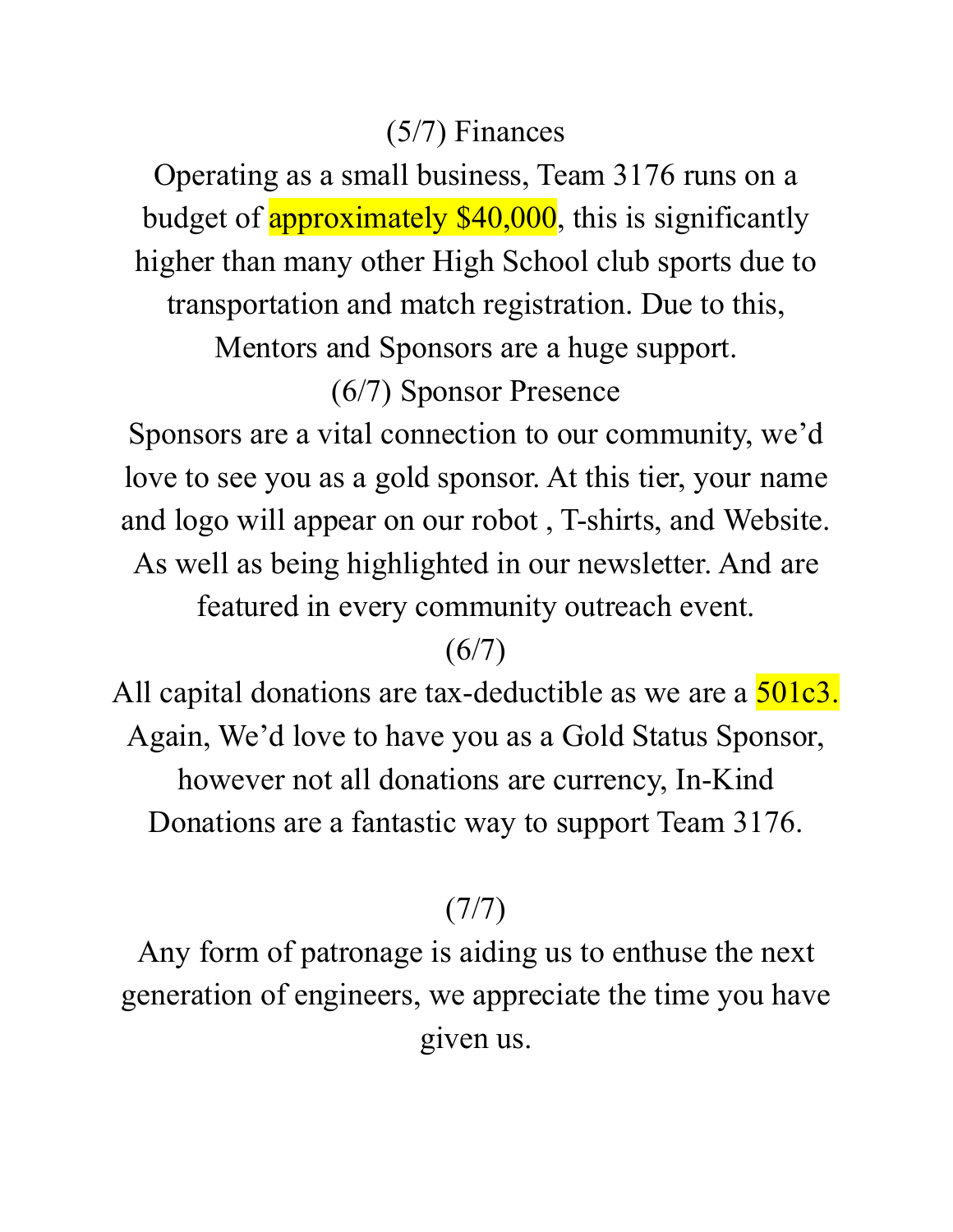(5/7) Finances

Operating as a small business, Team 3176 runs on a budget of approximately $40,000, this is significantly higher than many other High School club sports due to transportation and match registration. Due to this, Mentors and Sponsors are a huge support.

(6/7) Sponsor Presence

Sponsors are a vital connection to our community, we'd love to see you as a gold sponsor. At this tier, your name and logo will appear on our robot , T-shirts, and Website. As well as being highlighted in our newsletter. And are featured in every community outreach event.

(6/7)

All capital donations are tax-deductible as we are a 501c3. Again, We'd love to have you as a Gold Status Sponsor, however not all donations are currency, In-Kind Donations are a fantastic way to support Team 3176.

(7/7)

Any form of patronage is aiding us to enthuse the next generation of engineers, we appreciate the time you have given us.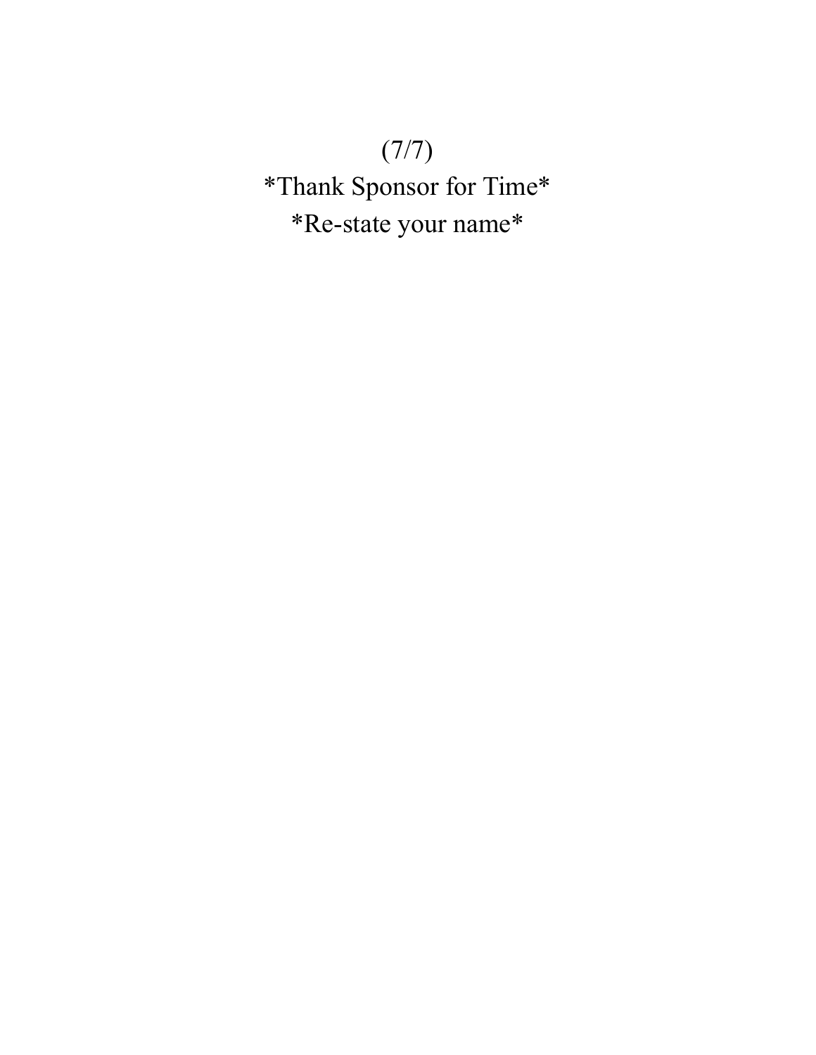(7/7)

*Thank Sponsor for Time*

*Re-state your name*